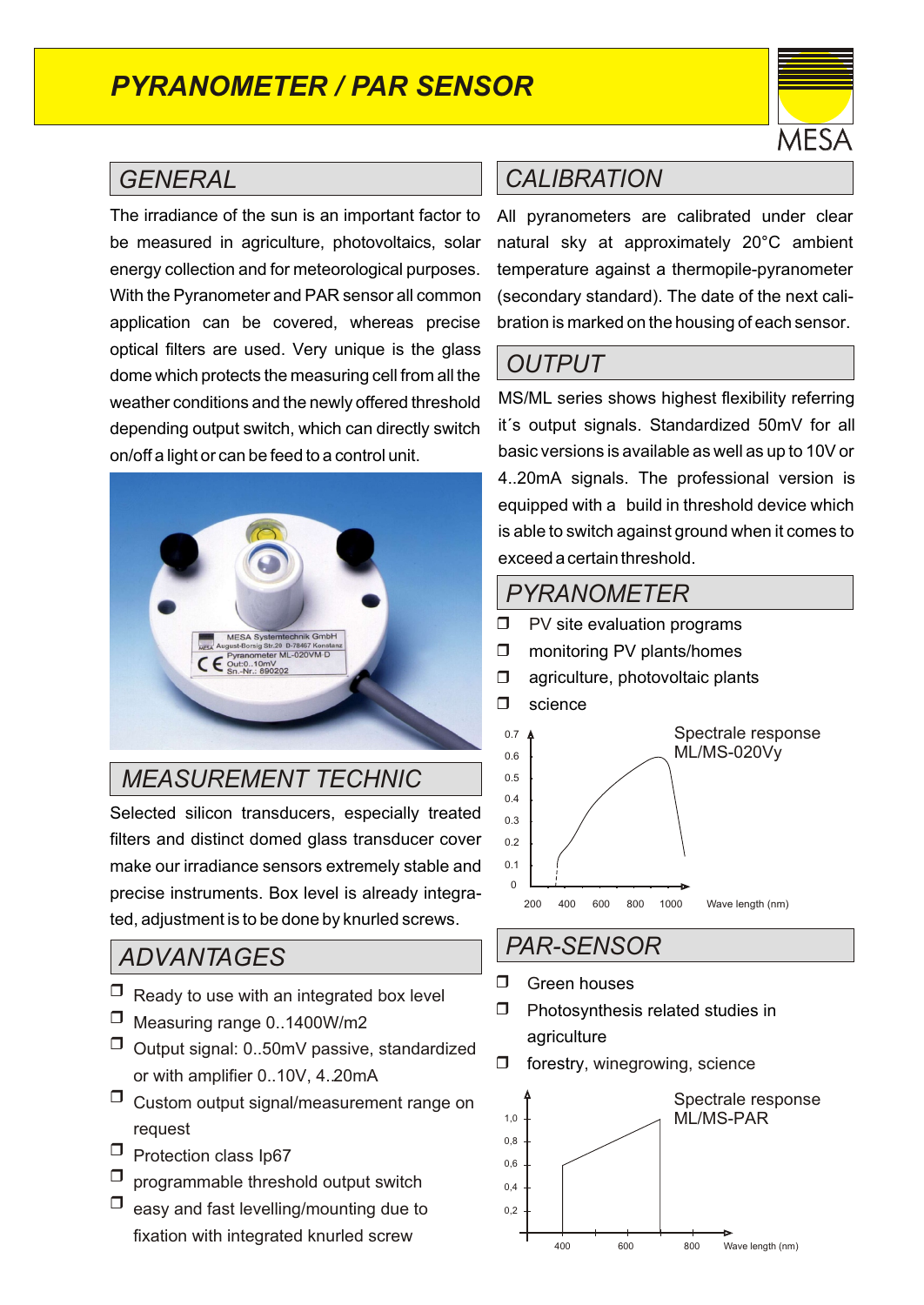# PYRANOMETER / PAR SENSOR

MESA

## GENERAL

The irradiance of the sun is an important factor to be measured in agriculture, photovoltaics, solar energy collection and for meteorological purposes. With the Pyranometer and PAR sensor all common application can be covered, whereas precise optical filters are used. Very unique is the glass dome which protects the measuring cell from all the weather conditions and the newly offered threshold depending output switch, which can directly switch on/off a light or can be feed to a control unit.

## MEASUREMENT TECHNIC

Selected silicon transducers, especially treated filters and distinct domed glass transducer cover make our irradiance sensors extremely stable and precise instruments. Box level is already integrated, adjustment is to be done by knurled screws.

## ADVANTAGES

- Ready to use with an integrated box level
- Measuring range 0..1400W/m2
- Output signal: 0..50mV passive, standardized or with amplifier 0..10V, 4..20mA
- Custom output signal/measurement range on request
- Protection class Ip67
- programmable threshold output switch
- easy and fast levelling/mounting due to fixation with integrated knurled screw

## CALIBRATION

All pyranometers are calibrated under clear natural sky at approximately 20°C ambient temperature against a thermopile-pyranometer (secondary standard). The date of the next calibration is marked on the housing of each sensor.

## OUTPUT

MS/ML series shows highest flexibility referring it´s output signals. Standardized 50mV for all basic versions is available as well as up to 10V or 4..20mA signals. The professional version is equipped with a build in threshold device which is able to switch against ground when it comes to exceed a certain threshold.

## PYRANOMETER

- PV site evaluation programs
- monitoring PV plants/homes
- agriculture, photovoltaic plants
- science

Spectrale response ML/MS-020Vy

## PAR-SENSOR

- Green houses
- Photosynthesis related studies in agriculture
- forestry, winegrowing, science

Spectrale response ML/MS-PAR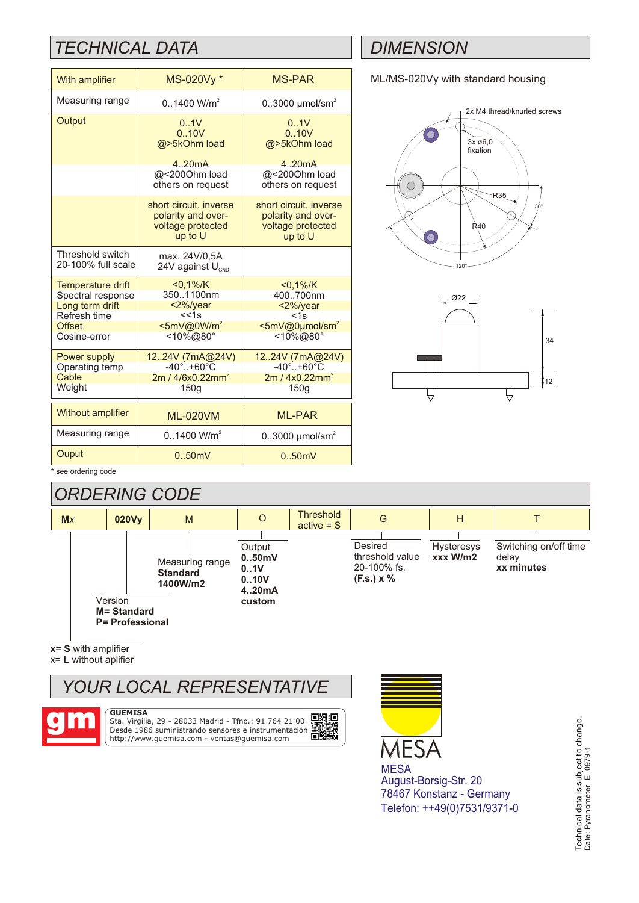## TECHNICAL DATA

| With amplifier | MS-020Vy * | MS-PAR |
|---|---|---|
| Measuring range | 0..1400 W/m² | 0..3000 µmol/sm² |
| Output | 0..1V<br>0..10V<br>@>5kOhm load<br><br>4..20mA<br>@<200Ohm load<br>others on request<br><br>short circuit, inverse polarity and over-voltage protected up to U | 0..1V<br>0..10V<br>@>5kOhm load<br><br>4..20mA<br>@<200Ohm load<br>others on request<br><br>short circuit, inverse polarity and over-voltage protected up to U |
| Threshold switch 20-100% full scale | max. 24V/0,5A<br>24V against $U_{GND}$ | |
| Temperature drift | <0,1%/K | <0,1%/K |
| Spectral response | 350..1100nm | 400..700nm |
| Long term drift | <2%/year | <2%/year |
| Refresh time | <<1s | <1s |
| Offset | <5mV@0W/m² | <5mV@0µmol/sm² |
| Cosine-error | <10%@80° | <10%@80° |
| Power supply | 12..24V (7mA@24V) | 12..24V (7mA@24V) |
| Operating temp | -40°..+60°C | -40°..+60°C |
| Cable | 2m / 4/6x0,22mm² | 2m / 4x0,22mm² |
| Weight | 150g | 150g |

| Without amplifier | ML-020VM | ML-PAR |
|---|---|---|
| Measuring range | 0..1400 W/m² | 0..3000 µmol/sm² |
| Ouput | 0..50mV | 0..50mV |

\* see ordering code

## DIMENSION

ML/MS-020Vy with standard housing

2x M4 thread/knurled screws
3x ø6,0 fixation
R35
R40
30°
120°

Ø22
34
12

## ORDERING CODE

| Mx | 020Vy | M | O | Threshold active = S | G | H | T |
|---|---|---|---|---|---|---|---|

- **M** – Measuring range: **Standard 1400W/m2**
- **O** – Output: **0..50mV**, **0..1V**, **0..10V**, **4..20mA**, **custom**
- **G** – Desired threshold value 20-100% fs. **(F.s.) x %**
- **H** – Hysteresys **xxx W/m2**
- **T** – Switching on/off time delay **xx minutes**
- **020Vy** – Version: **M= Standard**, **P= Professional**

**x= S** with amplifier
x= **L** without aplifier

## YOUR LOCAL REPRESENTATIVE

**GUEMISA**
Sta. Virgilia, 29 - 28033 Madrid - Tfno.: 91 764 21 00
Desde 1986 suministrando sensores e instrumentación
http://www.guemisa.com - ventas@guemisa.com

MESA
August-Borsig-Str. 20
78467 Konstanz - Germany
Telefon: ++49(0)7531/9371-0

Technical data is subject to change.
Date: Pyranometer_E_0979-1